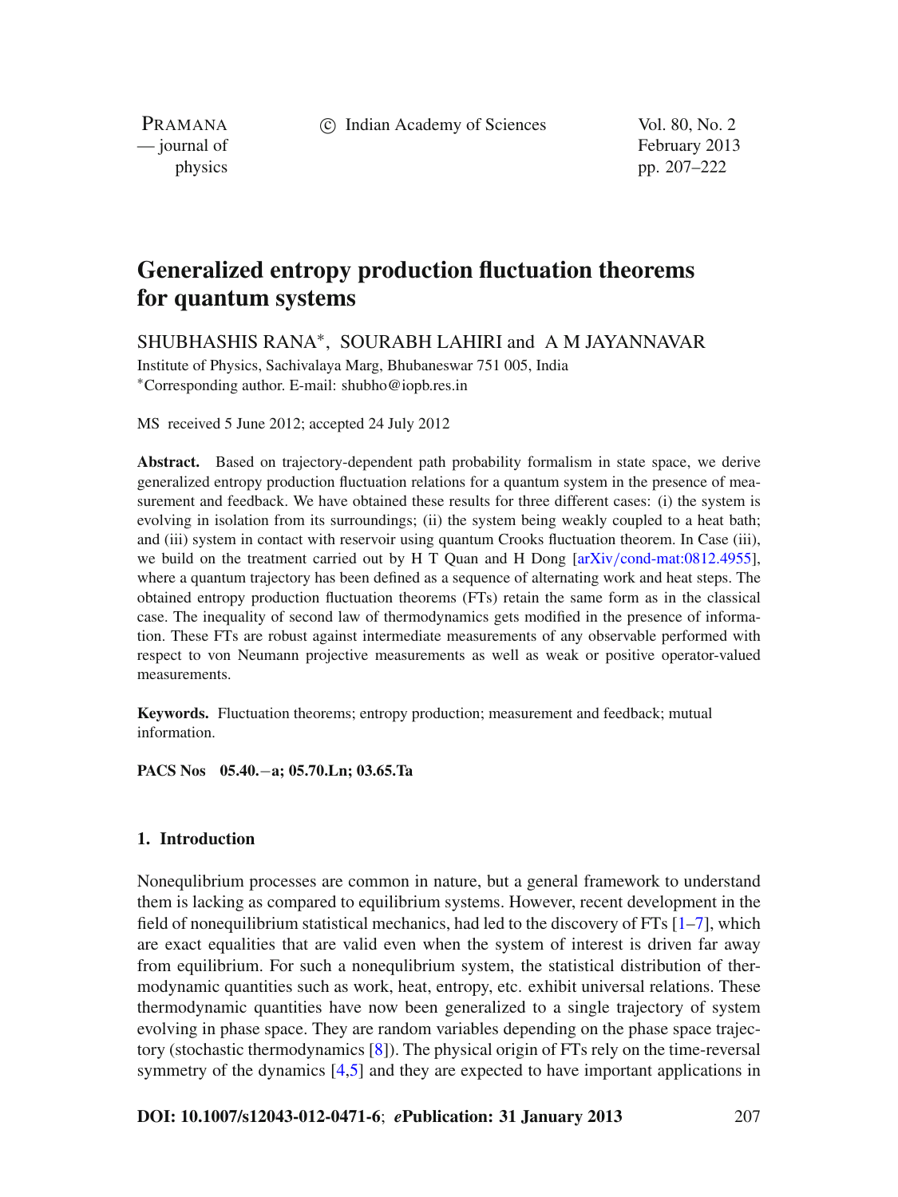# Generalized entropy production fluctuation theorems for quantum systems

SHUBHASHIS RANA*, SOURABH LAHIRI and A M JAYANNAVAR

Institute of Physics, Sachivalaya Marg, Bhubaneswar 751 005, India

*Corresponding author. E-mail: shubho@iopb.res.in

MS received 5 June 2012; accepted 24 July 2012

**Abstract.** Based on trajectory-dependent path probability formalism in state space, we derive generalized entropy production fluctuation relations for a quantum system in the presence of measurement and feedback. We have obtained these results for three different cases: (i) the system is evolving in isolation from its surroundings; (ii) the system being weakly coupled to a heat bath; and (iii) system in contact with reservoir using quantum Crooks fluctuation theorem. In Case (iii), we build on the treatment carried out by H T Quan and H Dong [arXiv/cond-mat:0812.4955], where a quantum trajectory has been defined as a sequence of alternating work and heat steps. The obtained entropy production fluctuation theorems (FTs) retain the same form as in the classical case. The inequality of second law of thermodynamics gets modified in the presence of information. These FTs are robust against intermediate measurements of any observable performed with respect to von Neumann projective measurements as well as weak or positive operator-valued measurements.

**Keywords.** Fluctuation theorems; entropy production; measurement and feedback; mutual information.

**PACS Nos** 05.40.−a; 05.70.Ln; 03.65.Ta

## 1. Introduction

Nonequlibrium processes are common in nature, but a general framework to understand them is lacking as compared to equilibrium systems. However, recent development in the field of nonequilibrium statistical mechanics, had led to the discovery of FTs [1–7], which are exact equalities that are valid even when the system of interest is driven far away from equilibrium. For such a nonequilibrium system, the statistical distribution of thermodynamic quantities such as work, heat, entropy, etc. exhibit universal relations. These thermodynamic quantities have now been generalized to a single trajectory of system evolving in phase space. They are random variables depending on the phase space trajectory (stochastic thermodynamics [8]). The physical origin of FTs rely on the time-reversal symmetry of the dynamics [4,5] and they are expected to have important applications in

**DOI: 10.1007/s12043-012-0471-6**; ***e*Publication: 31 January 2013**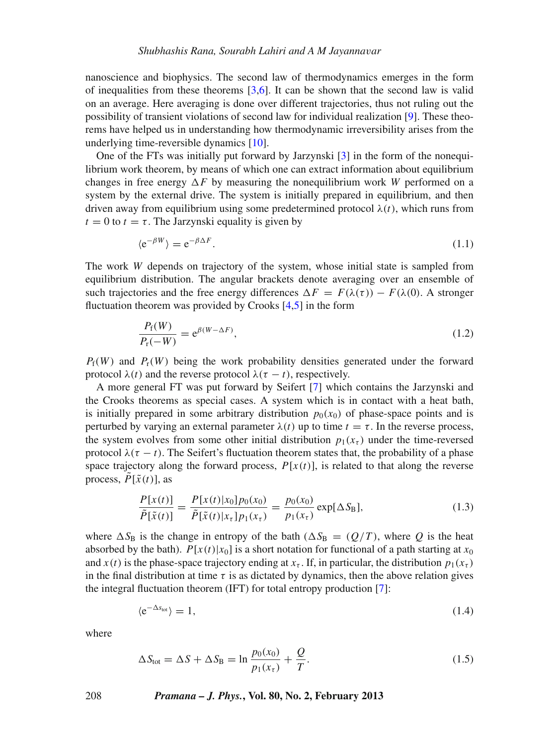nanoscience and biophysics. The second law of thermodynamics emerges in the form of inequalities from these theorems [3,6]. It can be shown that the second law is valid on an average. Here averaging is done over different trajectories, thus not ruling out the possibility of transient violations of second law for individual realization [9]. These theorems have helped us in understanding how thermodynamic irreversibility arises from the underlying time-reversible dynamics [10].

One of the FTs was initially put forward by Jarzynski [3] in the form of the nonequilibrium work theorem, by means of which one can extract information about equilibrium changes in free energy $\Delta F$ by measuring the nonequilibrium work $W$ performed on a system by the external drive. The system is initially prepared in equilibrium, and then driven away from equilibrium using some predetermined protocol $\lambda(t)$, which runs from $t = 0$ to $t = \tau$. The Jarzynski equality is given by

$$\langle \mathrm{e}^{-\beta W} \rangle = \mathrm{e}^{-\beta \Delta F}. \tag{1.1}$$

The work $W$ depends on trajectory of the system, whose initial state is sampled from equilibrium distribution. The angular brackets denote averaging over an ensemble of such trajectories and the free energy differences $\Delta F = F(\lambda(\tau)) - F(\lambda(0)$. A stronger fluctuation theorem was provided by Crooks [4,5] in the form

$$\frac{P_{\mathrm{f}}(W)}{P_{\mathrm{r}}(-W)} = \mathrm{e}^{\beta(W-\Delta F)}, \tag{1.2}$$

$P_{\mathrm{f}}(W)$ and $P_{\mathrm{r}}(W)$ being the work probability densities generated under the forward protocol $\lambda(t)$ and the reverse protocol $\lambda(\tau - t)$, respectively.

A more general FT was put forward by Seifert [7] which contains the Jarzynski and the Crooks theorems as special cases. A system which is in contact with a heat bath, is initially prepared in some arbitrary distribution $p_0(x_0)$ of phase-space points and is perturbed by varying an external parameter $\lambda(t)$ up to time $t = \tau$. In the reverse process, the system evolves from some other initial distribution $p_1(x_\tau)$ under the time-reversed protocol $\lambda(\tau - t)$. The Seifert's fluctuation theorem states that, the probability of a phase space trajectory along the forward process, $P[x(t)]$, is related to that along the reverse process, $\tilde{P}[\tilde{x}(t)]$, as

$$\frac{P[x(t)]}{\tilde{P}[\tilde{x}(t)]} = \frac{P[x(t)|x_0]p_0(x_0)}{\tilde{P}[\tilde{x}(t)|x_\tau]p_1(x_\tau)} = \frac{p_0(x_0)}{p_1(x_\tau)} \exp[\Delta S_{\mathrm{B}}], \tag{1.3}$$

where $\Delta S_{\mathrm{B}}$ is the change in entropy of the bath ($\Delta S_{\mathrm{B}} = (Q/T)$, where $Q$ is the heat absorbed by the bath). $P[x(t)|x_0]$ is a short notation for functional of a path starting at $x_0$ and $x(t)$ is the phase-space trajectory ending at $x_\tau$. If, in particular, the distribution $p_1(x_\tau)$ in the final distribution at time $\tau$ is as dictated by dynamics, then the above relation gives the integral fluctuation theorem (IFT) for total entropy production [7]:

$$\langle \mathrm{e}^{-\Delta s_{\mathrm{tot}}} \rangle = 1, \tag{1.4}$$

where

$$\Delta S_{\mathrm{tot}} = \Delta S + \Delta S_{\mathrm{B}} = \ln \frac{p_0(x_0)}{p_1(x_\tau)} + \frac{Q}{T}. \tag{1.5}$$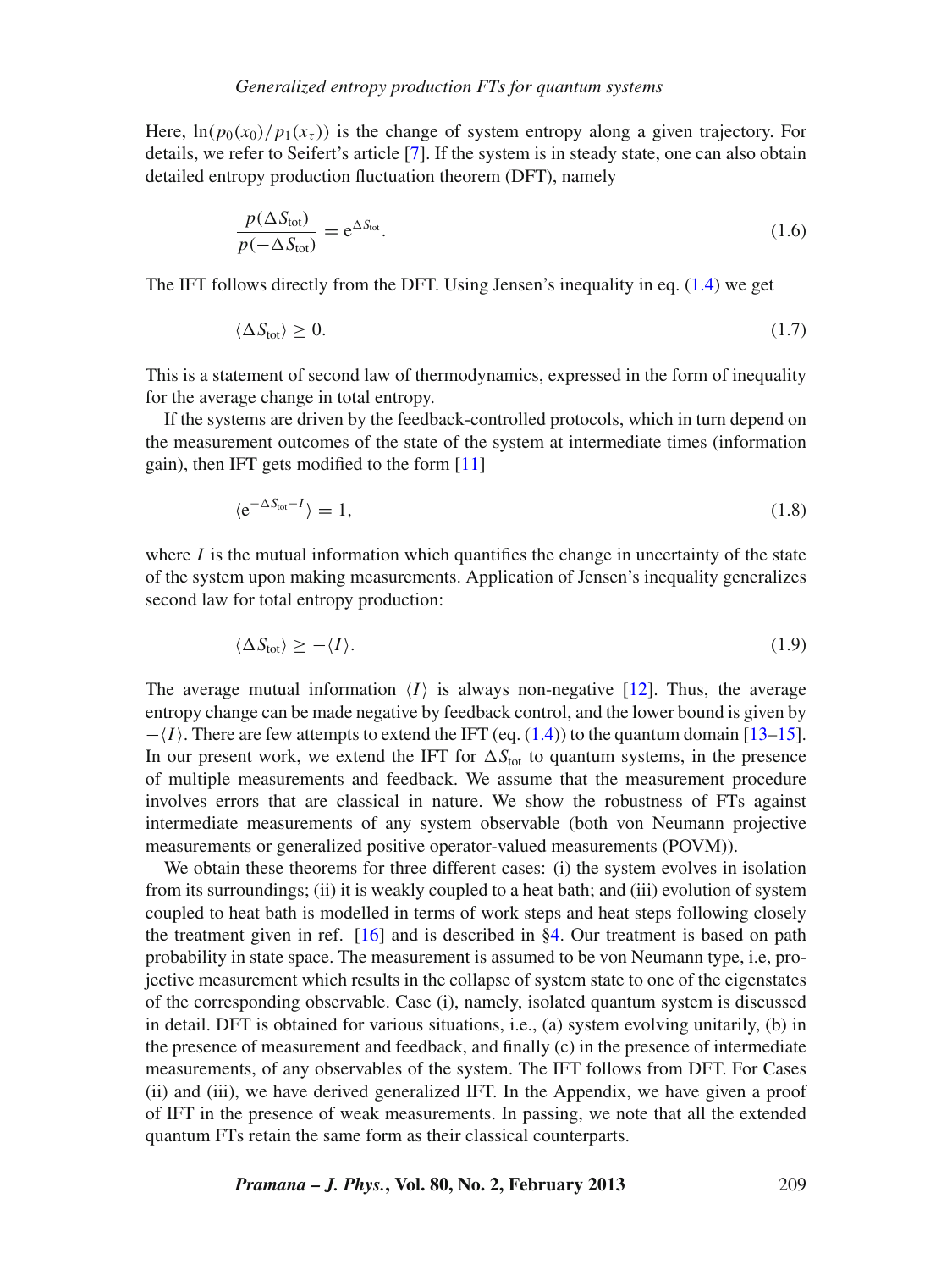Here, $\ln(p_0(x_0)/p_1(x_\tau))$ is the change of system entropy along a given trajectory. For details, we refer to Seifert's article [7]. If the system is in steady state, one can also obtain detailed entropy production fluctuation theorem (DFT), namely

$$\frac{p(\Delta S_{\mathrm{tot}})}{p(-\Delta S_{\mathrm{tot}})} = \mathrm{e}^{\Delta S_{\mathrm{tot}}}. \tag{1.6}$$

The IFT follows directly from the DFT. Using Jensen's inequality in eq. (1.4) we get

$$\langle \Delta S_{\mathrm{tot}} \rangle \geq 0. \tag{1.7}$$

This is a statement of second law of thermodynamics, expressed in the form of inequality for the average change in total entropy.

If the systems are driven by the feedback-controlled protocols, which in turn depend on the measurement outcomes of the state of the system at intermediate times (information gain), then IFT gets modified to the form [11]

$$\langle \mathrm{e}^{-\Delta S_{\mathrm{tot}} - I} \rangle = 1, \tag{1.8}$$

where $I$ is the mutual information which quantifies the change in uncertainty of the state of the system upon making measurements. Application of Jensen's inequality generalizes second law for total entropy production:

$$\langle \Delta S_{\mathrm{tot}} \rangle \geq -\langle I \rangle. \tag{1.9}$$

The average mutual information $\langle I \rangle$ is always non-negative [12]. Thus, the average entropy change can be made negative by feedback control, and the lower bound is given by $-\langle I \rangle$. There are few attempts to extend the IFT (eq. (1.4)) to the quantum domain [13–15]. In our present work, we extend the IFT for $\Delta S_{\mathrm{tot}}$ to quantum systems, in the presence of multiple measurements and feedback. We assume that the measurement procedure involves errors that are classical in nature. We show the robustness of FTs against intermediate measurements of any system observable (both von Neumann projective measurements or generalized positive operator-valued measurements (POVM)).

We obtain these theorems for three different cases: (i) the system evolves in isolation from its surroundings; (ii) it is weakly coupled to a heat bath; and (iii) evolution of system coupled to heat bath is modelled in terms of work steps and heat steps following closely the treatment given in ref. [16] and is described in §4. Our treatment is based on path probability in state space. The measurement is assumed to be von Neumann type, i.e, projective measurement which results in the collapse of system state to one of the eigenstates of the corresponding observable. Case (i), namely, isolated quantum system is discussed in detail. DFT is obtained for various situations, i.e., (a) system evolving unitarily, (b) in the presence of measurement and feedback, and finally (c) in the presence of intermediate measurements, of any observables of the system. The IFT follows from DFT. For Cases (ii) and (iii), we have derived generalized IFT. In the Appendix, we have given a proof of IFT in the presence of weak measurements. In passing, we note that all the extended quantum FTs retain the same form as their classical counterparts.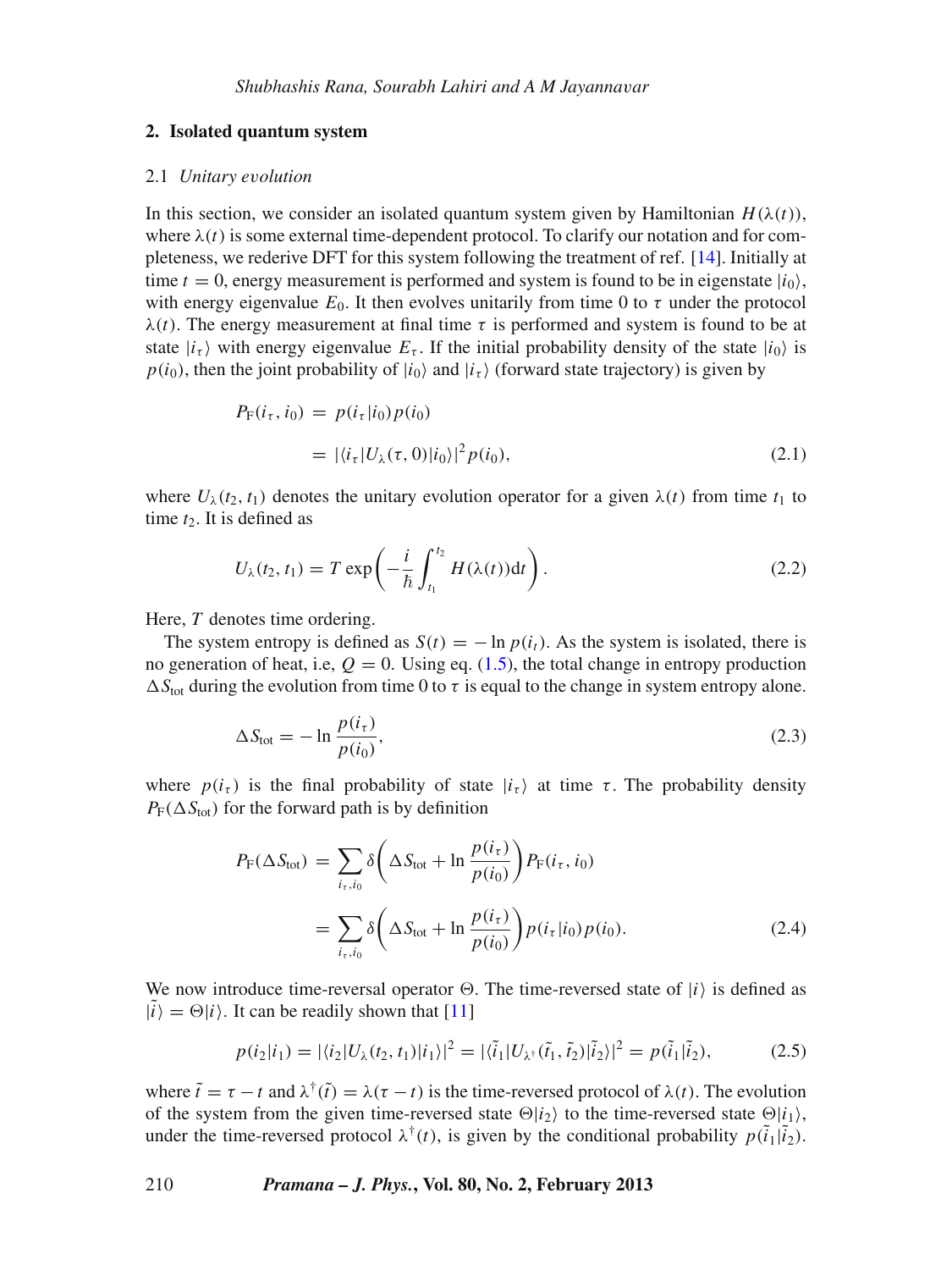## 2. Isolated quantum system

### 2.1 *Unitary evolution*

In this section, we consider an isolated quantum system given by Hamiltonian $H(\lambda(t))$, where $\lambda(t)$ is some external time-dependent protocol. To clarify our notation and for completeness, we rederive DFT for this system following the treatment of ref. [14]. Initially at time $t = 0$, energy measurement is performed and system is found to be in eigenstate $|i_0\rangle$, with energy eigenvalue $E_0$. It then evolves unitarily from time 0 to $\tau$ under the protocol $\lambda(t)$. The energy measurement at final time $\tau$ is performed and system is found to be at state $|i_\tau\rangle$ with energy eigenvalue $E_\tau$. If the initial probability density of the state $|i_0\rangle$ is $p(i_0)$, then the joint probability of $|i_0\rangle$ and $|i_\tau\rangle$ (forward state trajectory) is given by

$$
\begin{aligned}
P_{\mathrm{F}}(i_\tau, i_0) &= p(i_\tau|i_0)p(i_0) \\
&= |\langle i_\tau|U_\lambda(\tau, 0)|i_0\rangle|^2 p(i_0),
\end{aligned} \tag{2.1}
$$

where $U_\lambda(t_2, t_1)$ denotes the unitary evolution operator for a given $\lambda(t)$ from time $t_1$ to time $t_2$. It is defined as

$$
U_\lambda(t_2, t_1) = T \exp\left(-\frac{i}{\hbar}\int_{t_1}^{t_2} H(\lambda(t))\mathrm{d}t\right). \tag{2.2}
$$

Here, $T$ denotes time ordering.

The system entropy is defined as $S(t) = -\ln p(i_t)$. As the system is isolated, there is no generation of heat, i.e, $Q = 0$. Using eq. (1.5), the total change in entropy production $\Delta S_{\mathrm{tot}}$ during the evolution from time 0 to $\tau$ is equal to the change in system entropy alone.

$$
\Delta S_{\mathrm{tot}} = -\ln\frac{p(i_\tau)}{p(i_0)}, \tag{2.3}
$$

where $p(i_\tau)$ is the final probability of state $|i_\tau\rangle$ at time $\tau$. The probability density $P_{\mathrm{F}}(\Delta S_{\mathrm{tot}})$ for the forward path is by definition

$$
\begin{aligned}
P_{\mathrm{F}}(\Delta S_{\mathrm{tot}}) &= \sum_{i_\tau, i_0} \delta\left(\Delta S_{\mathrm{tot}} + \ln\frac{p(i_\tau)}{p(i_0)}\right) P_{\mathrm{F}}(i_\tau, i_0) \\
&= \sum_{i_\tau, i_0} \delta\left(\Delta S_{\mathrm{tot}} + \ln\frac{p(i_\tau)}{p(i_0)}\right) p(i_\tau|i_0)p(i_0).
\end{aligned} \tag{2.4}
$$

We now introduce time-reversal operator $\Theta$. The time-reversed state of $|i\rangle$ is defined as $|\tilde{i}\rangle = \Theta|i\rangle$. It can be readily shown that [11]

$$
p(i_2|i_1) = |\langle i_2|U_\lambda(t_2, t_1)|i_1\rangle|^2 = |\langle \tilde{i}_1|U_{\lambda^\dagger}(\tilde{t}_1, \tilde{t}_2)|\tilde{i}_2\rangle|^2 = p(\tilde{i}_1|\tilde{i}_2), \tag{2.5}
$$

where $\tilde{t} = \tau - t$ and $\lambda^\dagger(\tilde{t}) = \lambda(\tau - t)$ is the time-reversed protocol of $\lambda(t)$. The evolution of the system from the given time-reversed state $\Theta|i_2\rangle$ to the time-reversed state $\Theta|i_1\rangle$, under the time-reversed protocol $\lambda^\dagger(t)$, is given by the conditional probability $p(\tilde{i}_1|\tilde{i}_2)$.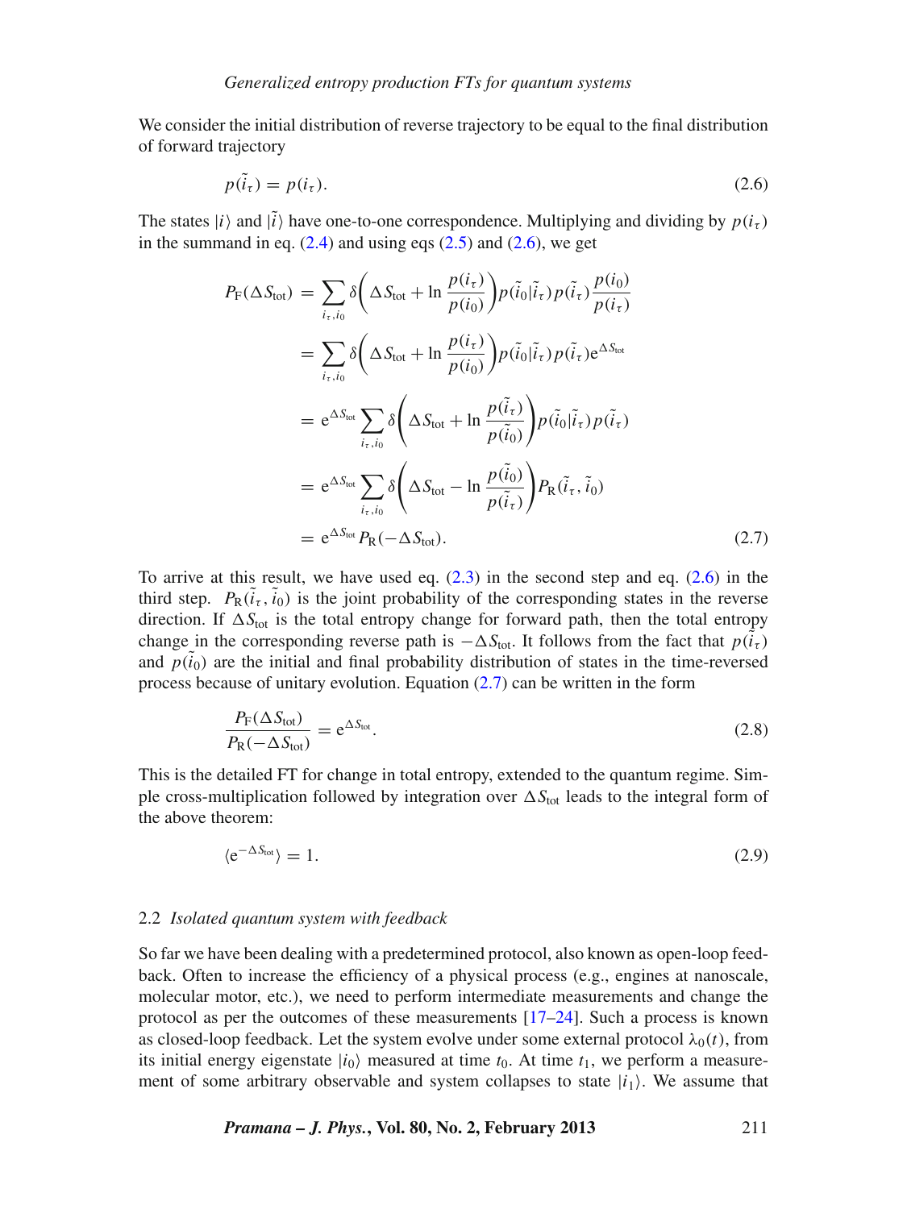We consider the initial distribution of reverse trajectory to be equal to the final distribution of forward trajectory

$$p(\tilde{i}_\tau) = p(i_\tau). \tag{2.6}$$

The states $|i\rangle$ and $|\tilde{i}\rangle$ have one-to-one correspondence. Multiplying and dividing by $p(i_\tau)$ in the summand in eq. (2.4) and using eqs (2.5) and (2.6), we get

$$\begin{aligned}
P_{\mathrm{F}}(\Delta S_{\mathrm{tot}}) &= \sum_{i_\tau, i_0} \delta\left(\Delta S_{\mathrm{tot}} + \ln \frac{p(i_\tau)}{p(i_0)}\right) p(\tilde{i}_0|\tilde{i}_\tau)\, p(\tilde{i}_\tau) \frac{p(i_0)}{p(i_\tau)} \\
&= \sum_{i_\tau, i_0} \delta\left(\Delta S_{\mathrm{tot}} + \ln \frac{p(i_\tau)}{p(i_0)}\right) p(\tilde{i}_0|\tilde{i}_\tau)\, p(\tilde{i}_\tau) \mathrm{e}^{\Delta S_{\mathrm{tot}}} \\
&= \mathrm{e}^{\Delta S_{\mathrm{tot}}} \sum_{i_\tau, i_0} \delta\left(\Delta S_{\mathrm{tot}} + \ln \frac{p(\tilde{i}_\tau)}{p(\tilde{i}_0)}\right) p(\tilde{i}_0|\tilde{i}_\tau)\, p(\tilde{i}_\tau) \\
&= \mathrm{e}^{\Delta S_{\mathrm{tot}}} \sum_{i_\tau, i_0} \delta\left(\Delta S_{\mathrm{tot}} - \ln \frac{p(\tilde{i}_0)}{p(\tilde{i}_\tau)}\right) P_{\mathrm{R}}(\tilde{i}_\tau, \tilde{i}_0) \\
&= \mathrm{e}^{\Delta S_{\mathrm{tot}}} P_{\mathrm{R}}(-\Delta S_{\mathrm{tot}}).
\end{aligned} \tag{2.7}$$

To arrive at this result, we have used eq. (2.3) in the second step and eq. (2.6) in the third step. $P_{\mathrm{R}}(\tilde{i}_\tau, \tilde{i}_0)$ is the joint probability of the corresponding states in the reverse direction. If $\Delta S_{\mathrm{tot}}$ is the total entropy change for forward path, then the total entropy change in the corresponding reverse path is $-\Delta S_{\mathrm{tot}}$. It follows from the fact that $p(\tilde{i}_\tau)$ and $p(\tilde{i}_0)$ are the initial and final probability distribution of states in the time-reversed process because of unitary evolution. Equation (2.7) can be written in the form

$$\frac{P_{\mathrm{F}}(\Delta S_{\mathrm{tot}})}{P_{\mathrm{R}}(-\Delta S_{\mathrm{tot}})} = \mathrm{e}^{\Delta S_{\mathrm{tot}}}. \tag{2.8}$$

This is the detailed FT for change in total entropy, extended to the quantum regime. Simple cross-multiplication followed by integration over $\Delta S_{\mathrm{tot}}$ leads to the integral form of the above theorem:

$$\langle \mathrm{e}^{-\Delta S_{\mathrm{tot}}} \rangle = 1. \tag{2.9}$$

### 2.2 *Isolated quantum system with feedback*

So far we have been dealing with a predetermined protocol, also known as open-loop feedback. Often to increase the efficiency of a physical process (e.g., engines at nanoscale, molecular motor, etc.), we need to perform intermediate measurements and change the protocol as per the outcomes of these measurements [17–24]. Such a process is known as closed-loop feedback. Let the system evolve under some external protocol $\lambda_0(t)$, from its initial energy eigenstate $|i_0\rangle$ measured at time $t_0$. At time $t_1$, we perform a measurement of some arbitrary observable and system collapses to state $|i_1\rangle$. We assume that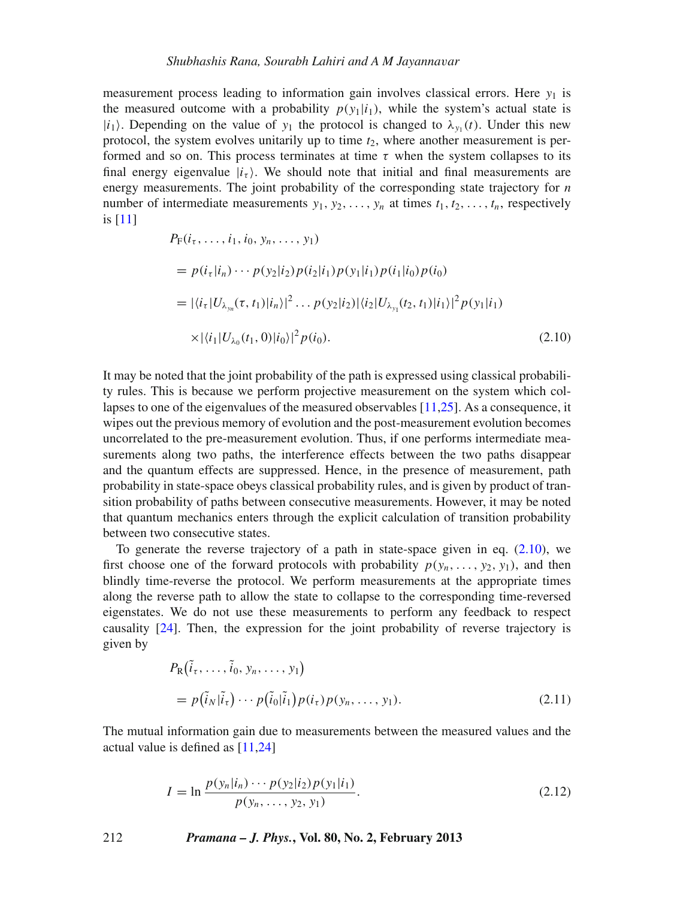measurement process leading to information gain involves classical errors. Here $y_1$ is the measured outcome with a probability $p(y_1|i_1)$, while the system's actual state is $|i_1\rangle$. Depending on the value of $y_1$ the protocol is changed to $\lambda_{y_1}(t)$. Under this new protocol, the system evolves unitarily up to time $t_2$, where another measurement is performed and so on. This process terminates at time $\tau$ when the system collapses to its final energy eigenvalue $|i_\tau\rangle$. We should note that initial and final measurements are energy measurements. The joint probability of the corresponding state trajectory for $n$ number of intermediate measurements $y_1, y_2, \ldots, y_n$ at times $t_1, t_2, \ldots, t_n$, respectively is [11]

$$
\begin{aligned}
&P_{\mathrm{F}}(i_\tau, \ldots, i_1, i_0, y_n, \ldots, y_1) \\
&= p(i_\tau|i_n)\cdots p(y_2|i_2)p(i_2|i_1)p(y_1|i_1)p(i_1|i_0)p(i_0) \\
&= |\langle i_\tau|U_{\lambda_{y_n}}(\tau, t_1)|i_n\rangle|^2 \ldots p(y_2|i_2)|\langle i_2|U_{\lambda_{y_1}}(t_2, t_1)|i_1\rangle|^2 p(y_1|i_1) \\
&\quad \times |\langle i_1|U_{\lambda_0}(t_1, 0)|i_0\rangle|^2 p(i_0).
\end{aligned} \tag{2.10}
$$

It may be noted that the joint probability of the path is expressed using classical probability rules. This is because we perform projective measurement on the system which collapses to one of the eigenvalues of the measured observables [11,25]. As a consequence, it wipes out the previous memory of evolution and the post-measurement evolution becomes uncorrelated to the pre-measurement evolution. Thus, if one performs intermediate measurements along two paths, the interference effects between the two paths disappear and the quantum effects are suppressed. Hence, in the presence of measurement, path probability in state-space obeys classical probability rules, and is given by product of transition probability of paths between consecutive measurements. However, it may be noted that quantum mechanics enters through the explicit calculation of transition probability between two consecutive states.

To generate the reverse trajectory of a path in state-space given in eq. (2.10), we first choose one of the forward protocols with probability $p(y_n, \ldots, y_2, y_1)$, and then blindly time-reverse the protocol. We perform measurements at the appropriate times along the reverse path to allow the state to collapse to the corresponding time-reversed eigenstates. We do not use these measurements to perform any feedback to respect causality [24]. Then, the expression for the joint probability of reverse trajectory is given by

$$
\begin{aligned}
&P_{\mathrm{R}}\big(\tilde{i}_\tau, \ldots, \tilde{i}_0, y_n, \ldots, y_1\big) \\
&= p\big(\tilde{i}_N|\tilde{i}_\tau\big)\cdots p\big(\tilde{i}_0|\tilde{i}_1\big)p(i_\tau)p(y_n, \ldots, y_1).
\end{aligned} \tag{2.11}
$$

The mutual information gain due to measurements between the measured values and the actual value is defined as [11,24]

$$
I = \ln \frac{p(y_n|i_n)\cdots p(y_2|i_2)p(y_1|i_1)}{p(y_n, \ldots, y_2, y_1)}. \tag{2.12}
$$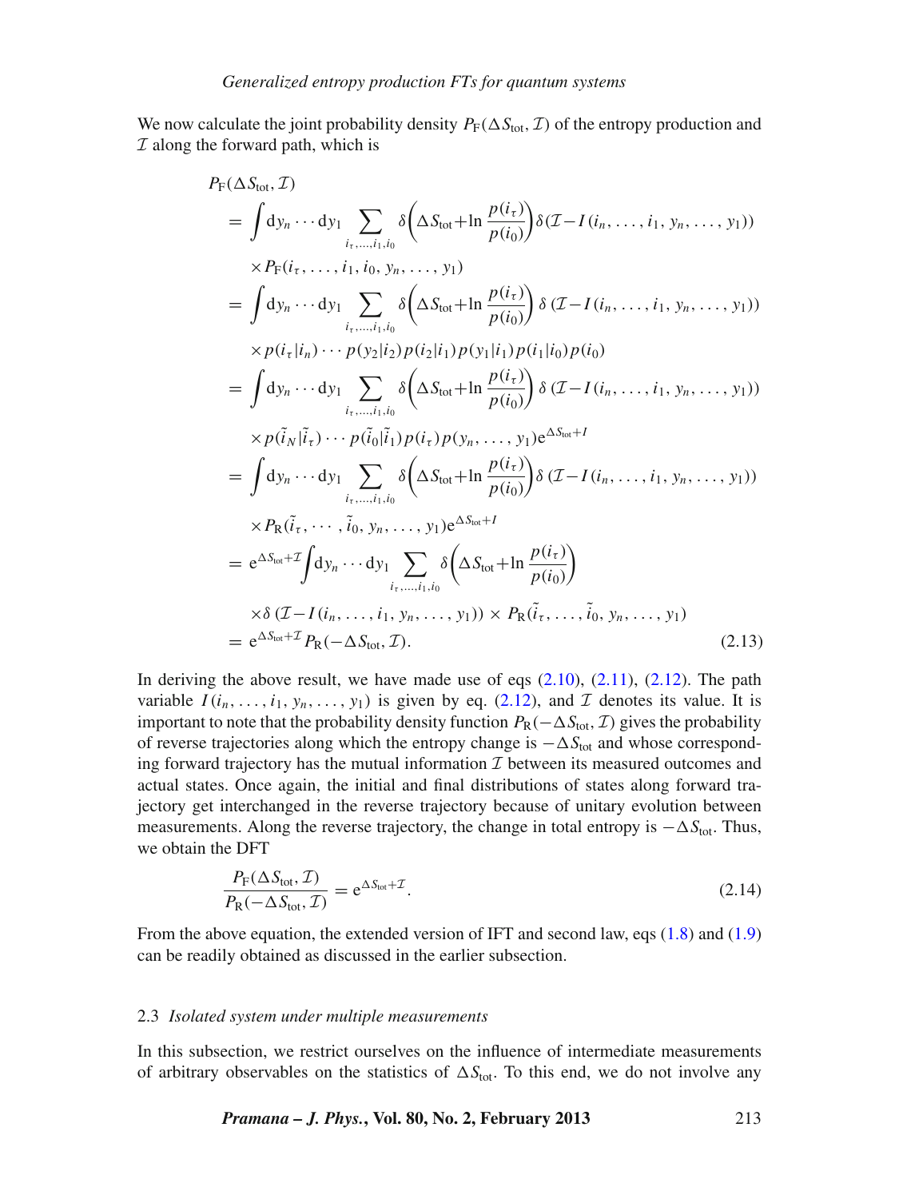We now calculate the joint probability density $P_{\mathrm{F}}(\Delta S_{\mathrm{tot}}, \mathcal{I})$ of the entropy production and $\mathcal{I}$ along the forward path, which is

$$
\begin{aligned}
&P_{\mathrm{F}}(\Delta S_{\mathrm{tot}}, \mathcal{I}) \\
&= \int \mathrm{d}y_n \cdots \mathrm{d}y_1 \sum_{i_\tau,\ldots,i_1,i_0} \delta\left(\Delta S_{\mathrm{tot}} + \ln \frac{p(i_\tau)}{p(i_0)}\right) \delta(\mathcal{I} - I(i_n, \ldots, i_1, y_n, \ldots, y_1)) \\
&\quad \times P_{\mathrm{F}}(i_\tau, \ldots, i_1, i_0, y_n, \ldots, y_1) \\
&= \int \mathrm{d}y_n \cdots \mathrm{d}y_1 \sum_{i_\tau,\ldots,i_1,i_0} \delta\left(\Delta S_{\mathrm{tot}} + \ln \frac{p(i_\tau)}{p(i_0)}\right) \delta(\mathcal{I} - I(i_n, \ldots, i_1, y_n, \ldots, y_1)) \\
&\quad \times p(i_\tau | i_n) \cdots p(y_2 | i_2) p(i_2 | i_1) p(y_1 | i_1) p(i_1 | i_0) p(i_0) \\
&= \int \mathrm{d}y_n \cdots \mathrm{d}y_1 \sum_{i_\tau,\ldots,i_1,i_0} \delta\left(\Delta S_{\mathrm{tot}} + \ln \frac{p(i_\tau)}{p(i_0)}\right) \delta(\mathcal{I} - I(i_n, \ldots, i_1, y_n, \ldots, y_1)) \\
&\quad \times p(\tilde{i}_N | \tilde{i}_\tau) \cdots p(\tilde{i}_0 | \tilde{i}_1) p(i_\tau) p(y_n, \ldots, y_1) \mathrm{e}^{\Delta S_{\mathrm{tot}} + I} \\
&= \int \mathrm{d}y_n \cdots \mathrm{d}y_1 \sum_{i_\tau,\ldots,i_1,i_0} \delta\left(\Delta S_{\mathrm{tot}} + \ln \frac{p(i_\tau)}{p(i_0)}\right) \delta(\mathcal{I} - I(i_n, \ldots, i_1, y_n, \ldots, y_1)) \\
&\quad \times P_{\mathrm{R}}(\tilde{i}_\tau, \cdots, \tilde{i}_0, y_n, \ldots, y_1) \mathrm{e}^{\Delta S_{\mathrm{tot}} + I} \\
&= \mathrm{e}^{\Delta S_{\mathrm{tot}} + \mathcal{I}} \int \mathrm{d}y_n \cdots \mathrm{d}y_1 \sum_{i_\tau,\ldots,i_1,i_0} \delta\left(\Delta S_{\mathrm{tot}} + \ln \frac{p(i_\tau)}{p(i_0)}\right) \\
&\quad \times \delta(\mathcal{I} - I(i_n, \ldots, i_1, y_n, \ldots, y_1)) \times P_{\mathrm{R}}(\tilde{i}_\tau, \ldots, \tilde{i}_0, y_n, \ldots, y_1) \\
&= \mathrm{e}^{\Delta S_{\mathrm{tot}} + \mathcal{I}} P_{\mathrm{R}}(-\Delta S_{\mathrm{tot}}, \mathcal{I}).
\end{aligned}
\tag{2.13}
$$

In deriving the above result, we have made use of eqs (2.10), (2.11), (2.12). The path variable $I(i_n, \ldots, i_1, y_n, \ldots, y_1)$ is given by eq. (2.12), and $\mathcal{I}$ denotes its value. It is important to note that the probability density function $P_{\mathrm{R}}(-\Delta S_{\mathrm{tot}}, \mathcal{I})$ gives the probability of reverse trajectories along which the entropy change is $-\Delta S_{\mathrm{tot}}$ and whose corresponding forward trajectory has the mutual information $\mathcal{I}$ between its measured outcomes and actual states. Once again, the initial and final distributions of states along forward trajectory get interchanged in the reverse trajectory because of unitary evolution between measurements. Along the reverse trajectory, the change in total entropy is $-\Delta S_{\mathrm{tot}}$. Thus, we obtain the DFT

$$
\frac{P_{\mathrm{F}}(\Delta S_{\mathrm{tot}}, \mathcal{I})}{P_{\mathrm{R}}(-\Delta S_{\mathrm{tot}}, \mathcal{I})} = \mathrm{e}^{\Delta S_{\mathrm{tot}} + \mathcal{I}}.
\tag{2.14}
$$

From the above equation, the extended version of IFT and second law, eqs (1.8) and (1.9) can be readily obtained as discussed in the earlier subsection.

### 2.3 *Isolated system under multiple measurements*

In this subsection, we restrict ourselves on the influence of intermediate measurements of arbitrary observables on the statistics of $\Delta S_{\mathrm{tot}}$. To this end, we do not involve any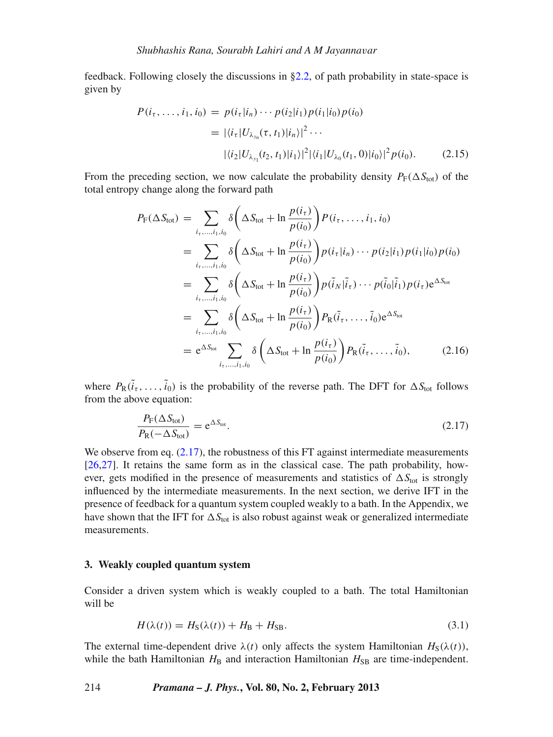feedback. Following closely the discussions in §2.2, of path probability in state-space is given by

$$
\begin{aligned}
P(i_\tau, \ldots, i_1, i_0) &= p(i_\tau|i_n) \cdots p(i_2|i_1) p(i_1|i_0) p(i_0) \\
&= |\langle i_\tau | U_{\lambda_{y_n}}(\tau, t_1) | i_n \rangle|^2 \cdots \\
&\quad |\langle i_2 | U_{\lambda_{y_1}}(t_2, t_1) | i_1 \rangle|^2 |\langle i_1 | U_{\lambda_0}(t_1, 0) | i_0 \rangle|^2 p(i_0). \qquad (2.15)
\end{aligned}
$$

From the preceding section, we now calculate the probability density $P_{\rm F}(\Delta S_{\rm tot})$ of the total entropy change along the forward path

$$
\begin{aligned}
P_{\rm F}(\Delta S_{\rm tot}) &= \sum_{i_\tau, \ldots, i_1, i_0} \delta\left(\Delta S_{\rm tot} + \ln \frac{p(i_\tau)}{p(i_0)}\right) P(i_\tau, \ldots, i_1, i_0) \\
&= \sum_{i_\tau, \ldots, i_1, i_0} \delta\left(\Delta S_{\rm tot} + \ln \frac{p(i_\tau)}{p(i_0)}\right) p(i_\tau|i_n) \cdots p(i_2|i_1) p(i_1|i_0) p(i_0) \\
&= \sum_{i_\tau, \ldots, i_1, i_0} \delta\left(\Delta S_{\rm tot} + \ln \frac{p(i_\tau)}{p(i_0)}\right) p(\tilde{i}_N|\tilde{i}_\tau) \cdots p(\tilde{i}_0|\tilde{i}_1) p(i_\tau) {\rm e}^{\Delta S_{\rm tot}} \\
&= \sum_{i_\tau, \ldots, i_1, i_0} \delta\left(\Delta S_{\rm tot} + \ln \frac{p(i_\tau)}{p(i_0)}\right) P_{\rm R}(\tilde{i}_\tau, \ldots, \tilde{i}_0) {\rm e}^{\Delta S_{\rm tot}} \\
&= {\rm e}^{\Delta S_{\rm tot}} \sum_{i_\tau, \ldots, i_1, i_0} \delta\left(\Delta S_{\rm tot} + \ln \frac{p(i_\tau)}{p(i_0)}\right) P_{\rm R}(\tilde{i}_\tau, \ldots, \tilde{i}_0), \qquad (2.16)
\end{aligned}
$$

where $P_{\rm R}(\tilde{i}_\tau, \ldots, \tilde{i}_0)$ is the probability of the reverse path. The DFT for $\Delta S_{\rm tot}$ follows from the above equation:

$$
\frac{P_{\rm F}(\Delta S_{\rm tot})}{P_{\rm R}(-\Delta S_{\rm tot})} = {\rm e}^{\Delta S_{\rm tot}}. \qquad (2.17)
$$

We observe from eq. (2.17), the robustness of this FT against intermediate measurements [26,27]. It retains the same form as in the classical case. The path probability, however, gets modified in the presence of measurements and statistics of $\Delta S_{\rm tot}$ is strongly influenced by the intermediate measurements. In the next section, we derive IFT in the presence of feedback for a quantum system coupled weakly to a bath. In the Appendix, we have shown that the IFT for $\Delta S_{\rm tot}$ is also robust against weak or generalized intermediate measurements.

## 3. Weakly coupled quantum system

Consider a driven system which is weakly coupled to a bath. The total Hamiltonian will be

$$
H(\lambda(t)) = H_{\rm S}(\lambda(t)) + H_{\rm B} + H_{\rm SB}. \qquad (3.1)
$$

The external time-dependent drive $\lambda(t)$ only affects the system Hamiltonian $H_{\rm S}(\lambda(t))$, while the bath Hamiltonian $H_{\rm B}$ and interaction Hamiltonian $H_{\rm SB}$ are time-independent.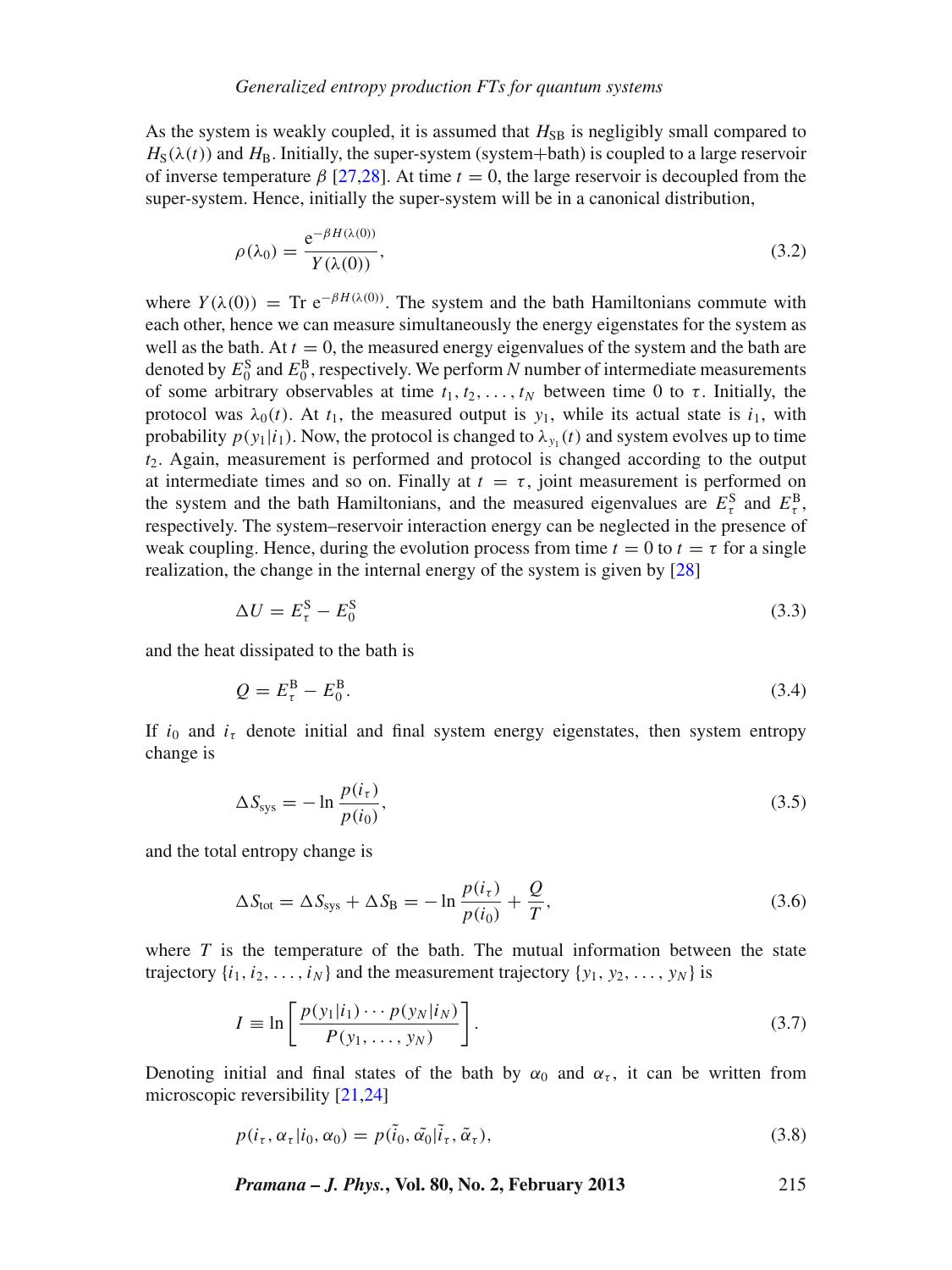As the system is weakly coupled, it is assumed that $H_{\mathrm{SB}}$ is negligibly small compared to $H_{\mathrm{S}}(\lambda(t))$ and $H_{\mathrm{B}}$. Initially, the super-system (system+bath) is coupled to a large reservoir of inverse temperature $\beta$ [27,28]. At time $t = 0$, the large reservoir is decoupled from the super-system. Hence, initially the super-system will be in a canonical distribution,

$$\rho(\lambda_0) = \frac{\mathrm{e}^{-\beta H(\lambda(0))}}{Y(\lambda(0))}, \tag{3.2}$$

where $Y(\lambda(0)) = \mathrm{Tr}\ \mathrm{e}^{-\beta H(\lambda(0))}$. The system and the bath Hamiltonians commute with each other, hence we can measure simultaneously the energy eigenstates for the system as well as the bath. At $t = 0$, the measured energy eigenvalues of the system and the bath are denoted by $E_0^{\mathrm{S}}$ and $E_0^{\mathrm{B}}$, respectively. We perform $N$ number of intermediate measurements of some arbitrary observables at time $t_1, t_2, \ldots, t_N$ between time 0 to $\tau$. Initially, the protocol was $\lambda_0(t)$. At $t_1$, the measured output is $y_1$, while its actual state is $i_1$, with probability $p(y_1|i_1)$. Now, the protocol is changed to $\lambda_{y_1}(t)$ and system evolves up to time $t_2$. Again, measurement is performed and protocol is changed according to the output at intermediate times and so on. Finally at $t = \tau$, joint measurement is performed on the system and the bath Hamiltonians, and the measured eigenvalues are $E_\tau^{\mathrm{S}}$ and $E_\tau^{\mathrm{B}}$, respectively. The system–reservoir interaction energy can be neglected in the presence of weak coupling. Hence, during the evolution process from time $t = 0$ to $t = \tau$ for a single realization, the change in the internal energy of the system is given by [28]

$$\Delta U = E_\tau^{\mathrm{S}} - E_0^{\mathrm{S}} \tag{3.3}$$

and the heat dissipated to the bath is

$$Q = E_\tau^{\mathrm{B}} - E_0^{\mathrm{B}}. \tag{3.4}$$

If $i_0$ and $i_\tau$ denote initial and final system energy eigenstates, then system entropy change is

$$\Delta S_{\mathrm{sys}} = -\ln \frac{p(i_\tau)}{p(i_0)}, \tag{3.5}$$

and the total entropy change is

$$\Delta S_{\mathrm{tot}} = \Delta S_{\mathrm{sys}} + \Delta S_{\mathrm{B}} = -\ln \frac{p(i_\tau)}{p(i_0)} + \frac{Q}{T}, \tag{3.6}$$

where $T$ is the temperature of the bath. The mutual information between the state trajectory $\{i_1, i_2, \ldots, i_N\}$ and the measurement trajectory $\{y_1, y_2, \ldots, y_N\}$ is

$$I \equiv \ln \left[ \frac{p(y_1|i_1) \cdots p(y_N|i_N)}{P(y_1, \ldots, y_N)} \right]. \tag{3.7}$$

Denoting initial and final states of the bath by $\alpha_0$ and $\alpha_\tau$, it can be written from microscopic reversibility [21,24]

$$p(i_\tau, \alpha_\tau | i_0, \alpha_0) = p(\tilde{i}_0, \tilde{\alpha}_0 | \tilde{i}_\tau, \tilde{\alpha}_\tau), \tag{3.8}$$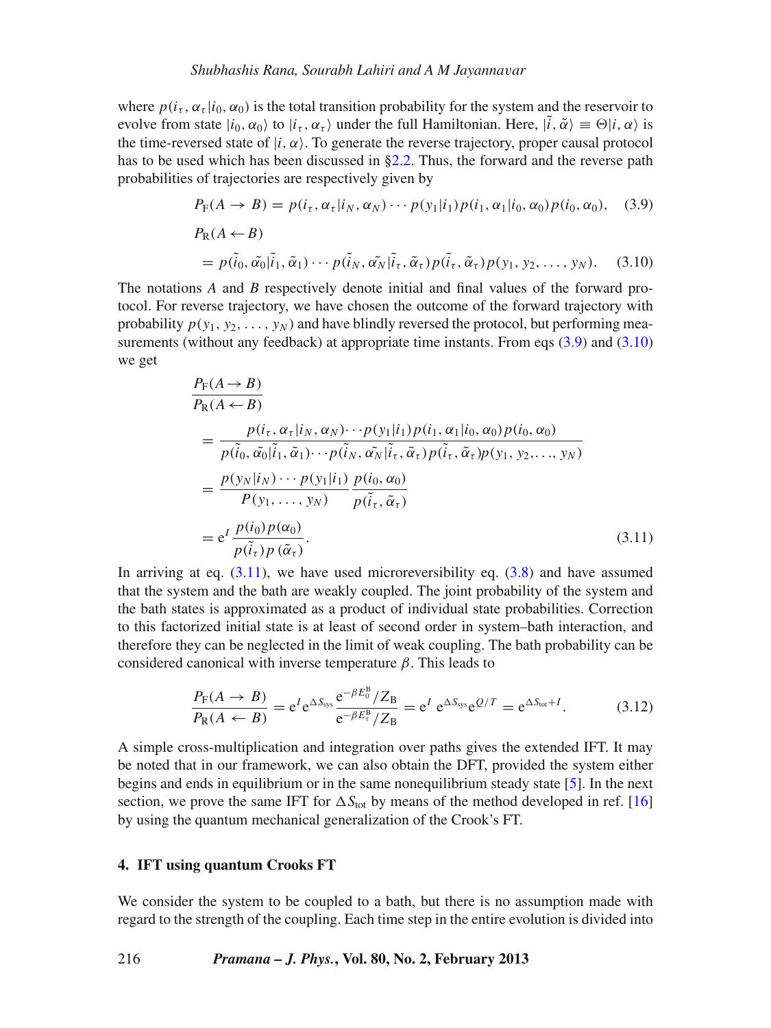where $p(i_\tau, \alpha_\tau|i_0, \alpha_0)$ is the total transition probability for the system and the reservoir to evolve from state $|i_0, \alpha_0\rangle$ to $|i_\tau, \alpha_\tau\rangle$ under the full Hamiltonian. Here, $|\tilde{i}, \tilde{\alpha}\rangle \equiv \Theta|i, \alpha\rangle$ is the time-reversed state of $|i, \alpha\rangle$. To generate the reverse trajectory, proper causal protocol has to be used which has been discussed in §2.2. Thus, the forward and the reverse path probabilities of trajectories are respectively given by

$$P_{\rm F}(A \to B) = p(i_\tau, \alpha_\tau|i_N, \alpha_N) \cdots p(y_1|i_1)\, p(i_1, \alpha_1|i_0, \alpha_0)\, p(i_0, \alpha_0), \quad (3.9)$$

$$P_{\rm R}(A \leftarrow B)$$
$$= p(\tilde{i}_0, \tilde{\alpha}_0|\tilde{i}_1, \tilde{\alpha}_1) \cdots p(\tilde{i}_N, \tilde{\alpha}_N|\tilde{i}_\tau, \tilde{\alpha}_\tau)\, p(\tilde{i}_\tau, \tilde{\alpha}_\tau)\, p(y_1, y_2, \ldots, y_N). \quad (3.10)$$

The notations $A$ and $B$ respectively denote initial and final values of the forward protocol. For reverse trajectory, we have chosen the outcome of the forward trajectory with probability $p(y_1, y_2, \ldots, y_N)$ and have blindly reversed the protocol, but performing measurements (without any feedback) at appropriate time instants. From eqs (3.9) and (3.10) we get

$$\frac{P_{\rm F}(A \to B)}{P_{\rm R}(A \leftarrow B)}$$
$$= \frac{p(i_\tau, \alpha_\tau|i_N, \alpha_N)\cdots p(y_1|i_1)\, p(i_1, \alpha_1|i_0, \alpha_0)\, p(i_0, \alpha_0)}{p(\tilde{i}_0, \tilde{\alpha}_0|\tilde{i}_1, \tilde{\alpha}_1)\cdots p(\tilde{i}_N, \tilde{\alpha}_N|\tilde{i}_\tau, \tilde{\alpha}_\tau)\, p(\tilde{i}_\tau, \tilde{\alpha}_\tau) p(y_1, y_2, \ldots, y_N)}$$
$$= \frac{p(y_N|i_N) \cdots p(y_1|i_1)}{P(y_1, \ldots, y_N)} \frac{p(i_0, \alpha_0)}{p(\tilde{i}_\tau, \tilde{\alpha}_\tau)}$$
$$= {\rm e}^I \frac{p(i_0)\, p(\alpha_0)}{p(\tilde{i}_\tau)\, p\,(\tilde{\alpha}_\tau)}. \quad (3.11)$$

In arriving at eq. (3.11), we have used microreversibility eq. (3.8) and have assumed that the system and the bath are weakly coupled. The joint probability of the system and the bath states is approximated as a product of individual state probabilities. Correction to this factorized initial state is at least of second order in system–bath interaction, and therefore they can be neglected in the limit of weak coupling. The bath probability can be considered canonical with inverse temperature $\beta$. This leads to

$$\frac{P_{\rm F}(A \to B)}{P_{\rm R}(A \leftarrow B)} = {\rm e}^I {\rm e}^{\Delta S_{\rm sys}} \frac{{\rm e}^{-\beta E_0^{\rm B}}/Z_{\rm B}}{{\rm e}^{-\beta E_\tau^{\rm B}}/Z_{\rm B}} = {\rm e}^I\, {\rm e}^{\Delta S_{\rm sys}} {\rm e}^{Q/T} = {\rm e}^{\Delta S_{\rm tot} + I}. \quad (3.12)$$

A simple cross-multiplication and integration over paths gives the extended IFT. It may be noted that in our framework, we can also obtain the DFT, provided the system either begins and ends in equilibrium or in the same nonequilibrium steady state [5]. In the next section, we prove the same IFT for $\Delta S_{\rm tot}$ by means of the method developed in ref. [16] by using the quantum mechanical generalization of the Crook's FT.

## 4. IFT using quantum Crooks FT

We consider the system to be coupled to a bath, but there is no assumption made with regard to the strength of the coupling. Each time step in the entire evolution is divided into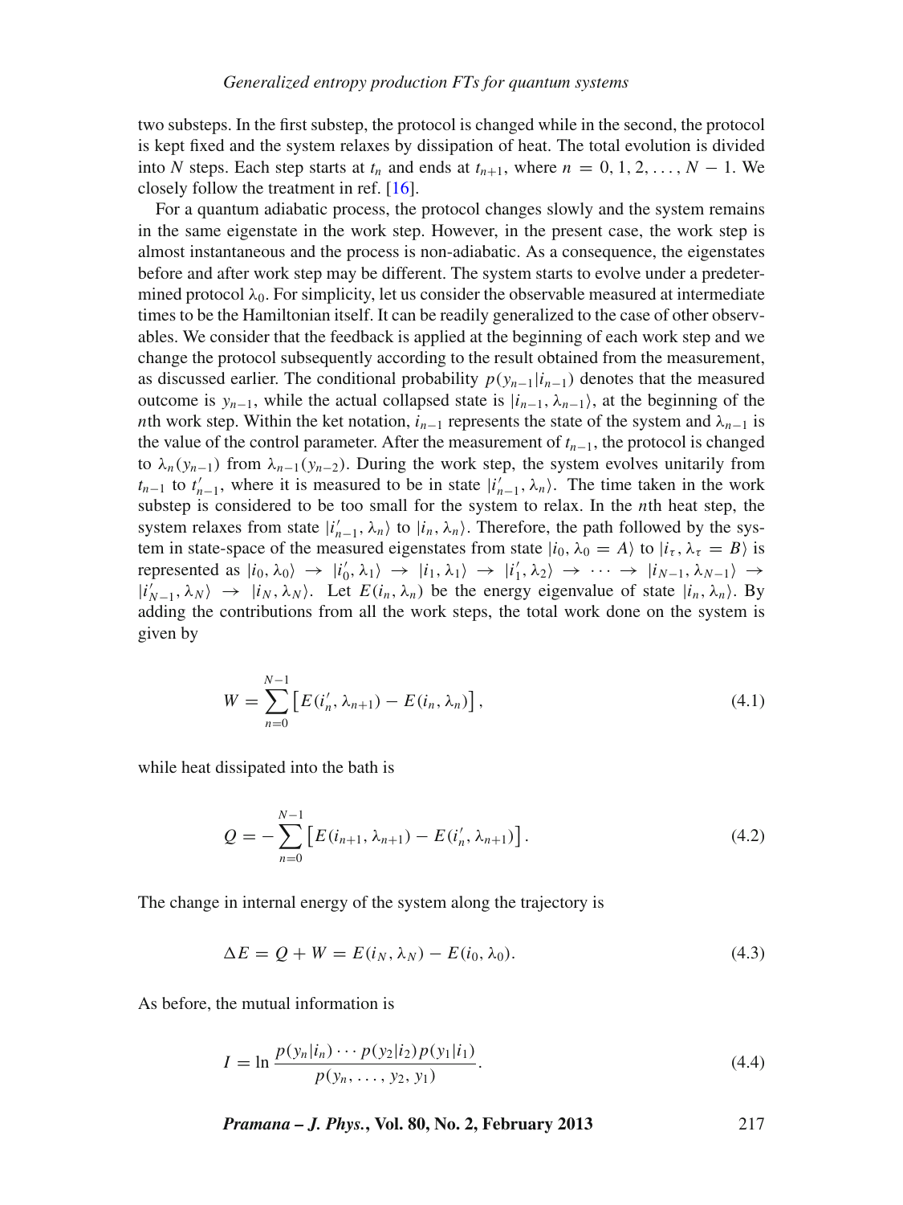two substeps. In the first substep, the protocol is changed while in the second, the protocol is kept fixed and the system relaxes by dissipation of heat. The total evolution is divided into $N$ steps. Each step starts at $t_n$ and ends at $t_{n+1}$, where $n = 0, 1, 2, \ldots, N-1$. We closely follow the treatment in ref. [16].

For a quantum adiabatic process, the protocol changes slowly and the system remains in the same eigenstate in the work step. However, in the present case, the work step is almost instantaneous and the process is non-adiabatic. As a consequence, the eigenstates before and after work step may be different. The system starts to evolve under a predetermined protocol $\lambda_0$. For simplicity, let us consider the observable measured at intermediate times to be the Hamiltonian itself. It can be readily generalized to the case of other observables. We consider that the feedback is applied at the beginning of each work step and we change the protocol subsequently according to the result obtained from the measurement, as discussed earlier. The conditional probability $p(y_{n-1}|i_{n-1})$ denotes that the measured outcome is $y_{n-1}$, while the actual collapsed state is $|i_{n-1}, \lambda_{n-1}\rangle$, at the beginning of the $n$th work step. Within the ket notation, $i_{n-1}$ represents the state of the system and $\lambda_{n-1}$ is the value of the control parameter. After the measurement of $t_{n-1}$, the protocol is changed to $\lambda_n(y_{n-1})$ from $\lambda_{n-1}(y_{n-2})$. During the work step, the system evolves unitarily from $t_{n-1}$ to $t'_{n-1}$, where it is measured to be in state $|i'_{n-1}, \lambda_n\rangle$. The time taken in the work substep is considered to be too small for the system to relax. In the $n$th heat step, the system relaxes from state $|i'_{n-1}, \lambda_n\rangle$ to $|i_n, \lambda_n\rangle$. Therefore, the path followed by the system in state-space of the measured eigenstates from state $|i_0, \lambda_0 = A\rangle$ to $|i_\tau, \lambda_\tau = B\rangle$ is represented as $|i_0, \lambda_0\rangle \rightarrow |i'_0, \lambda_1\rangle \rightarrow |i_1, \lambda_1\rangle \rightarrow |i'_1, \lambda_2\rangle \rightarrow \cdots \rightarrow |i_{N-1}, \lambda_{N-1}\rangle \rightarrow |i'_{N-1}, \lambda_N\rangle \rightarrow |i_N, \lambda_N\rangle$. Let $E(i_n, \lambda_n)$ be the energy eigenvalue of state $|i_n, \lambda_n\rangle$. By adding the contributions from all the work steps, the total work done on the system is given by

$$W = \sum_{n=0}^{N-1} \left[ E(i'_n, \lambda_{n+1}) - E(i_n, \lambda_n) \right], \tag{4.1}$$

while heat dissipated into the bath is

$$Q = -\sum_{n=0}^{N-1} \left[ E(i_{n+1}, \lambda_{n+1}) - E(i'_n, \lambda_{n+1}) \right]. \tag{4.2}$$

The change in internal energy of the system along the trajectory is

$$\Delta E = Q + W = E(i_N, \lambda_N) - E(i_0, \lambda_0). \tag{4.3}$$

As before, the mutual information is

$$I = \ln \frac{p(y_n|i_n) \cdots p(y_2|i_2) p(y_1|i_1)}{p(y_n, \ldots, y_2, y_1)}. \tag{4.4}$$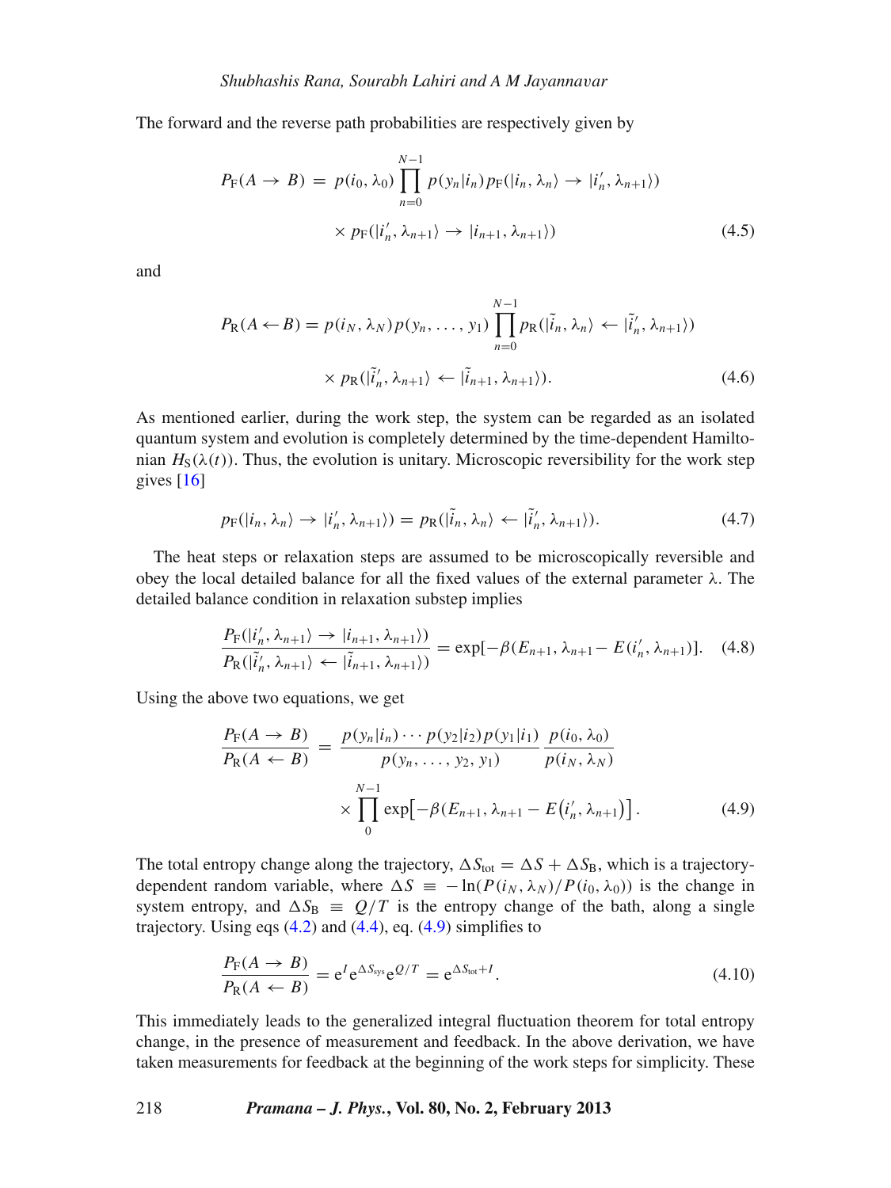The forward and the reverse path probabilities are respectively given by

$$P_{\rm F}(A \to B) = p(i_0, \lambda_0) \prod_{n=0}^{N-1} p(y_n|i_n) p_{\rm F}(|i_n, \lambda_n\rangle \to |i_n', \lambda_{n+1}\rangle) \times p_{\rm F}(|i_n', \lambda_{n+1}\rangle \to |i_{n+1}, \lambda_{n+1}\rangle) \tag{4.5}$$

and

$$P_{\rm R}(A \leftarrow B) = p(i_N, \lambda_N) p(y_n, \ldots, y_1) \prod_{n=0}^{N-1} p_{\rm R}(|\tilde{i}_n, \lambda_n\rangle \leftarrow |\tilde{i}_n', \lambda_{n+1}\rangle) \times p_{\rm R}(|\tilde{i}_n', \lambda_{n+1}\rangle \leftarrow |\tilde{i}_{n+1}, \lambda_{n+1}\rangle). \tag{4.6}$$

As mentioned earlier, during the work step, the system can be regarded as an isolated quantum system and evolution is completely determined by the time-dependent Hamiltonian $H_{\rm S}(\lambda(t))$. Thus, the evolution is unitary. Microscopic reversibility for the work step gives [16]

$$p_{\rm F}(|i_n, \lambda_n\rangle \to |i_n', \lambda_{n+1}\rangle) = p_{\rm R}(|\tilde{i}_n, \lambda_n\rangle \leftarrow |\tilde{i}_n', \lambda_{n+1}\rangle). \tag{4.7}$$

The heat steps or relaxation steps are assumed to be microscopically reversible and obey the local detailed balance for all the fixed values of the external parameter $\lambda$. The detailed balance condition in relaxation substep implies

$$\frac{P_{\rm F}(|i_n', \lambda_{n+1}\rangle \to |i_{n+1}, \lambda_{n+1}\rangle)}{P_{\rm R}(|\tilde{i}_n', \lambda_{n+1}\rangle \leftarrow |\tilde{i}_{n+1}, \lambda_{n+1}\rangle)} = \exp[-\beta(E_{n+1}, \lambda_{n+1} - E(i_n', \lambda_{n+1})]. \tag{4.8}$$

Using the above two equations, we get

$$\frac{P_{\rm F}(A \to B)}{P_{\rm R}(A \leftarrow B)} = \frac{p(y_n|i_n) \cdots p(y_2|i_2) p(y_1|i_1)}{p(y_n, \ldots, y_2, y_1)} \frac{p(i_0, \lambda_0)}{p(i_N, \lambda_N)} \times \prod_{0}^{N-1} \exp\left[-\beta(E_{n+1}, \lambda_{n+1} - E\left(i_n', \lambda_{n+1}\right)\right]. \tag{4.9}$$

The total entropy change along the trajectory, $\Delta S_{\rm tot} = \Delta S + \Delta S_{\rm B}$, which is a trajectory-dependent random variable, where $\Delta S \equiv -\ln(P(i_N, \lambda_N)/P(i_0, \lambda_0))$ is the change in system entropy, and $\Delta S_{\rm B} \equiv Q/T$ is the entropy change of the bath, along a single trajectory. Using eqs (4.2) and (4.4), eq. (4.9) simplifies to

$$\frac{P_{\rm F}(A \to B)}{P_{\rm R}(A \leftarrow B)} = {\rm e}^{I} {\rm e}^{\Delta S_{\rm sys}} {\rm e}^{Q/T} = {\rm e}^{\Delta S_{\rm tot} + I}. \tag{4.10}$$

This immediately leads to the generalized integral fluctuation theorem for total entropy change, in the presence of measurement and feedback. In the above derivation, we have taken measurements for feedback at the beginning of the work steps for simplicity. These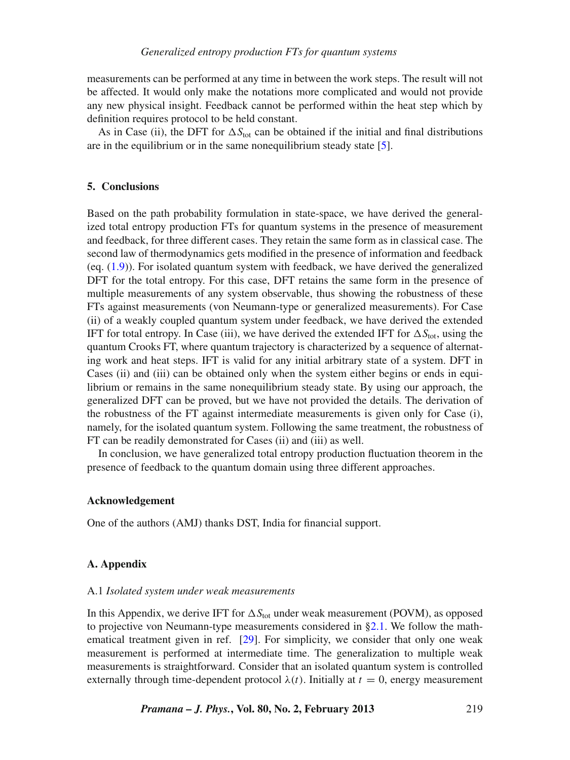measurements can be performed at any time in between the work steps. The result will not be affected. It would only make the notations more complicated and would not provide any new physical insight. Feedback cannot be performed within the heat step which by definition requires protocol to be held constant.

As in Case (ii), the DFT for $\Delta S_{\rm tot}$ can be obtained if the initial and final distributions are in the equilibrium or in the same nonequilibrium steady state [5].

## 5. Conclusions

Based on the path probability formulation in state-space, we have derived the generalized total entropy production FTs for quantum systems in the presence of measurement and feedback, for three different cases. They retain the same form as in classical case. The second law of thermodynamics gets modified in the presence of information and feedback (eq. (1.9)). For isolated quantum system with feedback, we have derived the generalized DFT for the total entropy. For this case, DFT retains the same form in the presence of multiple measurements of any system observable, thus showing the robustness of these FTs against measurements (von Neumann-type or generalized measurements). For Case (ii) of a weakly coupled quantum system under feedback, we have derived the extended IFT for total entropy. In Case (iii), we have derived the extended IFT for $\Delta S_{\rm tot}$, using the quantum Crooks FT, where quantum trajectory is characterized by a sequence of alternating work and heat steps. IFT is valid for any initial arbitrary state of a system. DFT in Cases (ii) and (iii) can be obtained only when the system either begins or ends in equilibrium or remains in the same nonequilibrium steady state. By using our approach, the generalized DFT can be proved, but we have not provided the details. The derivation of the robustness of the FT against intermediate measurements is given only for Case (i), namely, for the isolated quantum system. Following the same treatment, the robustness of FT can be readily demonstrated for Cases (ii) and (iii) as well.

In conclusion, we have generalized total entropy production fluctuation theorem in the presence of feedback to the quantum domain using three different approaches.

## Acknowledgement

One of the authors (AMJ) thanks DST, India for financial support.

## A. Appendix

### A.1 *Isolated system under weak measurements*

In this Appendix, we derive IFT for $\Delta S_{\rm tot}$ under weak measurement (POVM), as opposed to projective von Neumann-type measurements considered in §2.1. We follow the mathematical treatment given in ref. [29]. For simplicity, we consider that only one weak measurement is performed at intermediate time. The generalization to multiple weak measurements is straightforward. Consider that an isolated quantum system is controlled externally through time-dependent protocol $\lambda(t)$. Initially at $t = 0$, energy measurement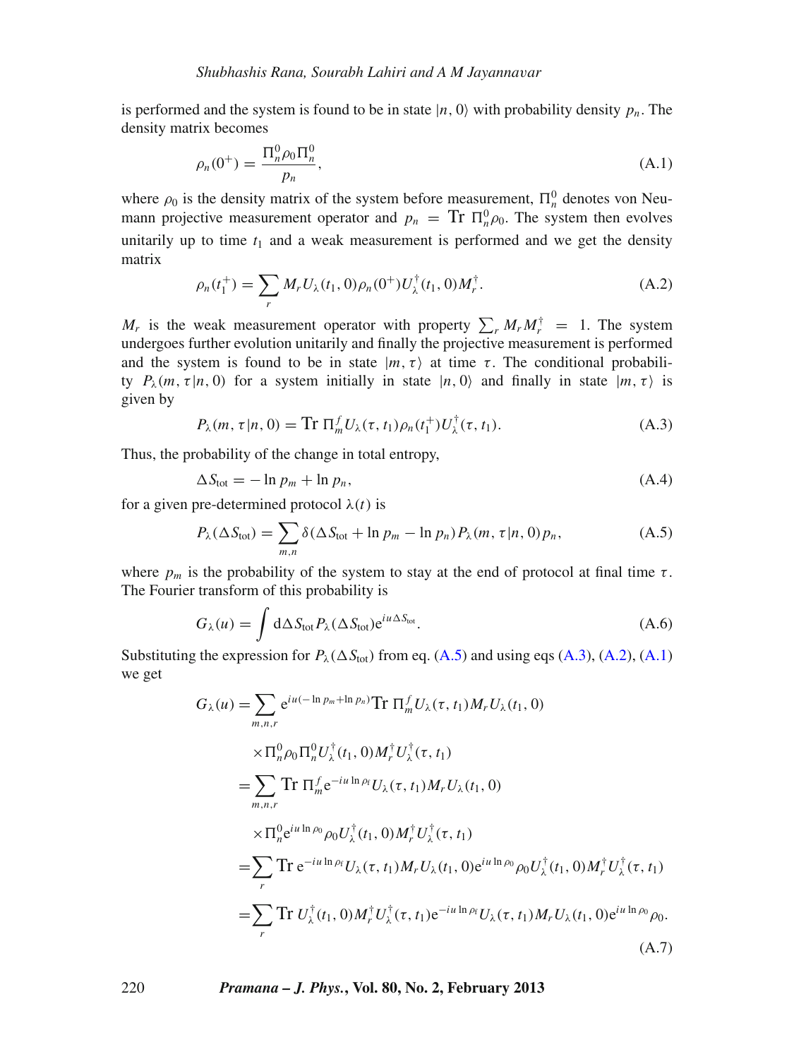is performed and the system is found to be in state $|n, 0\rangle$ with probability density $p_n$. The density matrix becomes

$$\rho_n(0^+) = \frac{\Pi_n^0 \rho_0 \Pi_n^0}{p_n}, \tag{A.1}$$

where $\rho_0$ is the density matrix of the system before measurement, $\Pi_n^0$ denotes von Neumann projective measurement operator and $p_n = \mathrm{Tr}\ \Pi_n^0 \rho_0$. The system then evolves unitarily up to time $t_1$ and a weak measurement is performed and we get the density matrix

$$\rho_n(t_1^+) = \sum_r M_r U_\lambda(t_1, 0) \rho_n(0^+) U_\lambda^\dagger(t_1, 0) M_r^\dagger. \tag{A.2}$$

$M_r$ is the weak measurement operator with property $\sum_r M_r M_r^\dagger = 1$. The system undergoes further evolution unitarily and finally the projective measurement is performed and the system is found to be in state $|m, \tau\rangle$ at time $\tau$. The conditional probability $P_\lambda(m, \tau|n, 0)$ for a system initially in state $|n, 0\rangle$ and finally in state $|m, \tau\rangle$ is given by

$$P_\lambda(m, \tau|n, 0) = \mathrm{Tr}\ \Pi_m^f U_\lambda(\tau, t_1) \rho_n(t_1^+) U_\lambda^\dagger(\tau, t_1). \tag{A.3}$$

Thus, the probability of the change in total entropy,

$$\Delta S_{\mathrm{tot}} = -\ln p_m + \ln p_n, \tag{A.4}$$

for a given pre-determined protocol $\lambda(t)$ is

$$P_\lambda(\Delta S_{\mathrm{tot}}) = \sum_{m,n} \delta(\Delta S_{\mathrm{tot}} + \ln p_m - \ln p_n) P_\lambda(m, \tau|n, 0) p_n, \tag{A.5}$$

where $p_m$ is the probability of the system to stay at the end of protocol at final time $\tau$. The Fourier transform of this probability is

$$G_\lambda(u) = \int \mathrm{d}\Delta S_{\mathrm{tot}} P_\lambda(\Delta S_{\mathrm{tot}}) \mathrm{e}^{iu\Delta S_{\mathrm{tot}}}. \tag{A.6}$$

Substituting the expression for $P_\lambda(\Delta S_{\mathrm{tot}})$ from eq. (A.5) and using eqs (A.3), (A.2), (A.1) we get

$$\begin{aligned}
G_\lambda(u) &= \sum_{m,n,r} \mathrm{e}^{iu(-\ln p_m + \ln p_n)} \mathrm{Tr}\ \Pi_m^f U_\lambda(\tau, t_1) M_r U_\lambda(t_1, 0) \\
&\quad \times \Pi_n^0 \rho_0 \Pi_n^0 U_\lambda^\dagger(t_1, 0) M_r^\dagger U_\lambda^\dagger(\tau, t_1) \\
&= \sum_{m,n,r} \mathrm{Tr}\ \Pi_m^f \mathrm{e}^{-iu\ln\rho_f} U_\lambda(\tau, t_1) M_r U_\lambda(t_1, 0) \\
&\quad \times \Pi_n^0 \mathrm{e}^{iu\ln\rho_0} \rho_0 U_\lambda^\dagger(t_1, 0) M_r^\dagger U_\lambda^\dagger(\tau, t_1) \\
&= \sum_r \mathrm{Tr}\ \mathrm{e}^{-iu\ln\rho_f} U_\lambda(\tau, t_1) M_r U_\lambda(t_1, 0) \mathrm{e}^{iu\ln\rho_0} \rho_0 U_\lambda^\dagger(t_1, 0) M_r^\dagger U_\lambda^\dagger(\tau, t_1) \\
&= \sum_r \mathrm{Tr}\ U_\lambda^\dagger(t_1, 0) M_r^\dagger U_\lambda^\dagger(\tau, t_1) \mathrm{e}^{-iu\ln\rho_f} U_\lambda(\tau, t_1) M_r U_\lambda(t_1, 0) \mathrm{e}^{iu\ln\rho_0} \rho_0.
\end{aligned} \tag{A.7}$$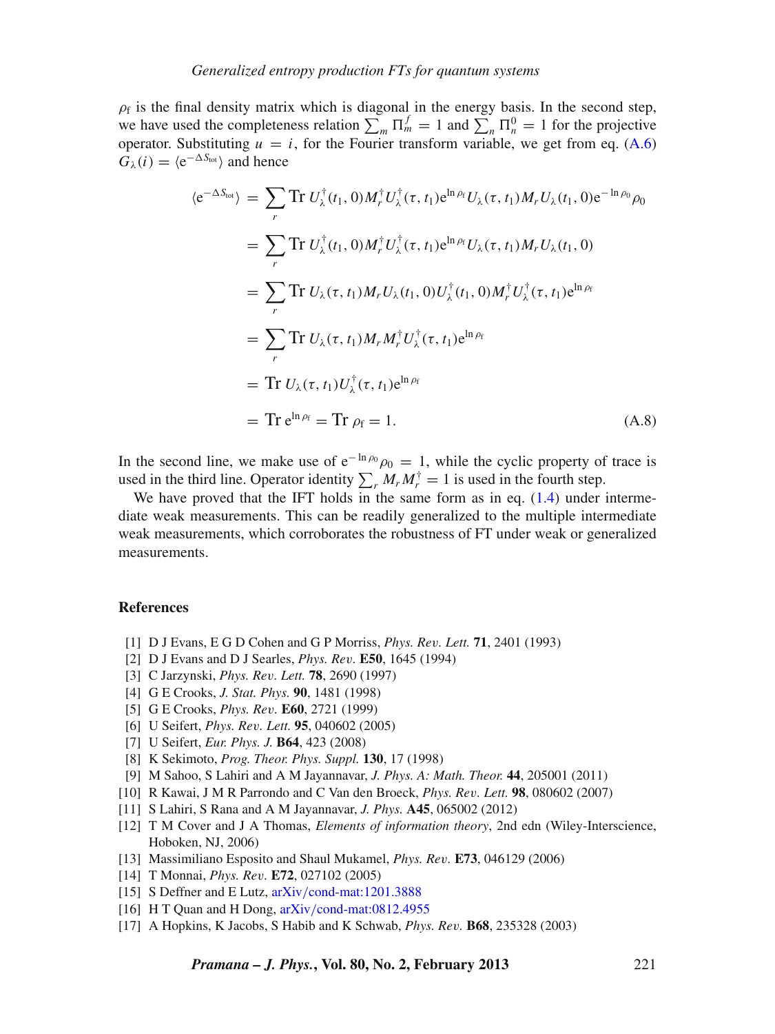$\rho_{\rm f}$ is the final density matrix which is diagonal in the energy basis. In the second step, we have used the completeness relation $\sum_m \Pi_m^f = 1$ and $\sum_n \Pi_n^0 = 1$ for the projective operator. Substituting $u = i$, for the Fourier transform variable, we get from eq. (A.6) $G_\lambda(i) = \langle {\rm e}^{-\Delta S_{\rm tot}} \rangle$ and hence

$$
\begin{aligned}
\langle {\rm e}^{-\Delta S_{\rm tot}} \rangle &= \sum_r {\rm Tr}\, U_\lambda^\dagger(t_1, 0) M_r^\dagger U_\lambda^\dagger(\tau, t_1) {\rm e}^{\ln \rho_{\rm f}} U_\lambda(\tau, t_1) M_r U_\lambda(t_1, 0) {\rm e}^{-\ln \rho_0} \rho_0 \\
&= \sum_r {\rm Tr}\, U_\lambda^\dagger(t_1, 0) M_r^\dagger U_\lambda^\dagger(\tau, t_1) {\rm e}^{\ln \rho_{\rm f}} U_\lambda(\tau, t_1) M_r U_\lambda(t_1, 0) \\
&= \sum_r {\rm Tr}\, U_\lambda(\tau, t_1) M_r U_\lambda(t_1, 0) U_\lambda^\dagger(t_1, 0) M_r^\dagger U_\lambda^\dagger(\tau, t_1) {\rm e}^{\ln \rho_{\rm f}} \\
&= \sum_r {\rm Tr}\, U_\lambda(\tau, t_1) M_r M_r^\dagger U_\lambda^\dagger(\tau, t_1) {\rm e}^{\ln \rho_{\rm f}} \\
&= {\rm Tr}\, U_\lambda(\tau, t_1) U_\lambda^\dagger(\tau, t_1) {\rm e}^{\ln \rho_{\rm f}} \\
&= {\rm Tr}\, {\rm e}^{\ln \rho_{\rm f}} = {\rm Tr}\, \rho_{\rm f} = 1. \qquad\qquad \text{(A.8)}
\end{aligned}
$$

In the second line, we make use of ${\rm e}^{-\ln \rho_0} \rho_0 = 1$, while the cyclic property of trace is used in the third line. Operator identity $\sum_r M_r M_r^\dagger = 1$ is used in the fourth step.

We have proved that the IFT holds in the same form as in eq. (1.4) under intermediate weak measurements. This can be readily generalized to the multiple intermediate weak measurements, which corroborates the robustness of FT under weak or generalized measurements.

## References

[1] D J Evans, E G D Cohen and G P Morriss, *Phys. Rev. Lett.* **71**, 2401 (1993)
[2] D J Evans and D J Searles, *Phys. Rev.* **E50**, 1645 (1994)
[3] C Jarzynski, *Phys. Rev. Lett.* **78**, 2690 (1997)
[4] G E Crooks, *J. Stat. Phys.* **90**, 1481 (1998)
[5] G E Crooks, *Phys. Rev.* **E60**, 2721 (1999)
[6] U Seifert, *Phys. Rev. Lett.* **95**, 040602 (2005)
[7] U Seifert, *Eur. Phys. J.* **B64**, 423 (2008)
[8] K Sekimoto, *Prog. Theor. Phys. Suppl.* **130**, 17 (1998)
[9] M Sahoo, S Lahiri and A M Jayannavar, *J. Phys. A: Math. Theor.* **44**, 205001 (2011)
[10] R Kawai, J M R Parrondo and C Van den Broeck, *Phys. Rev. Lett.* **98**, 080602 (2007)
[11] S Lahiri, S Rana and A M Jayannavar, *J. Phys.* **A45**, 065002 (2012)
[12] T M Cover and J A Thomas, *Elements of information theory*, 2nd edn (Wiley-Interscience, Hoboken, NJ, 2006)
[13] Massimiliano Esposito and Shaul Mukamel, *Phys. Rev.* **E73**, 046129 (2006)
[14] T Monnai, *Phys. Rev.* **E72**, 027102 (2005)
[15] S Deffner and E Lutz, arXiv/cond-mat:1201.3888
[16] H T Quan and H Dong, arXiv/cond-mat:0812.4955
[17] A Hopkins, K Jacobs, S Habib and K Schwab, *Phys. Rev.* **B68**, 235328 (2003)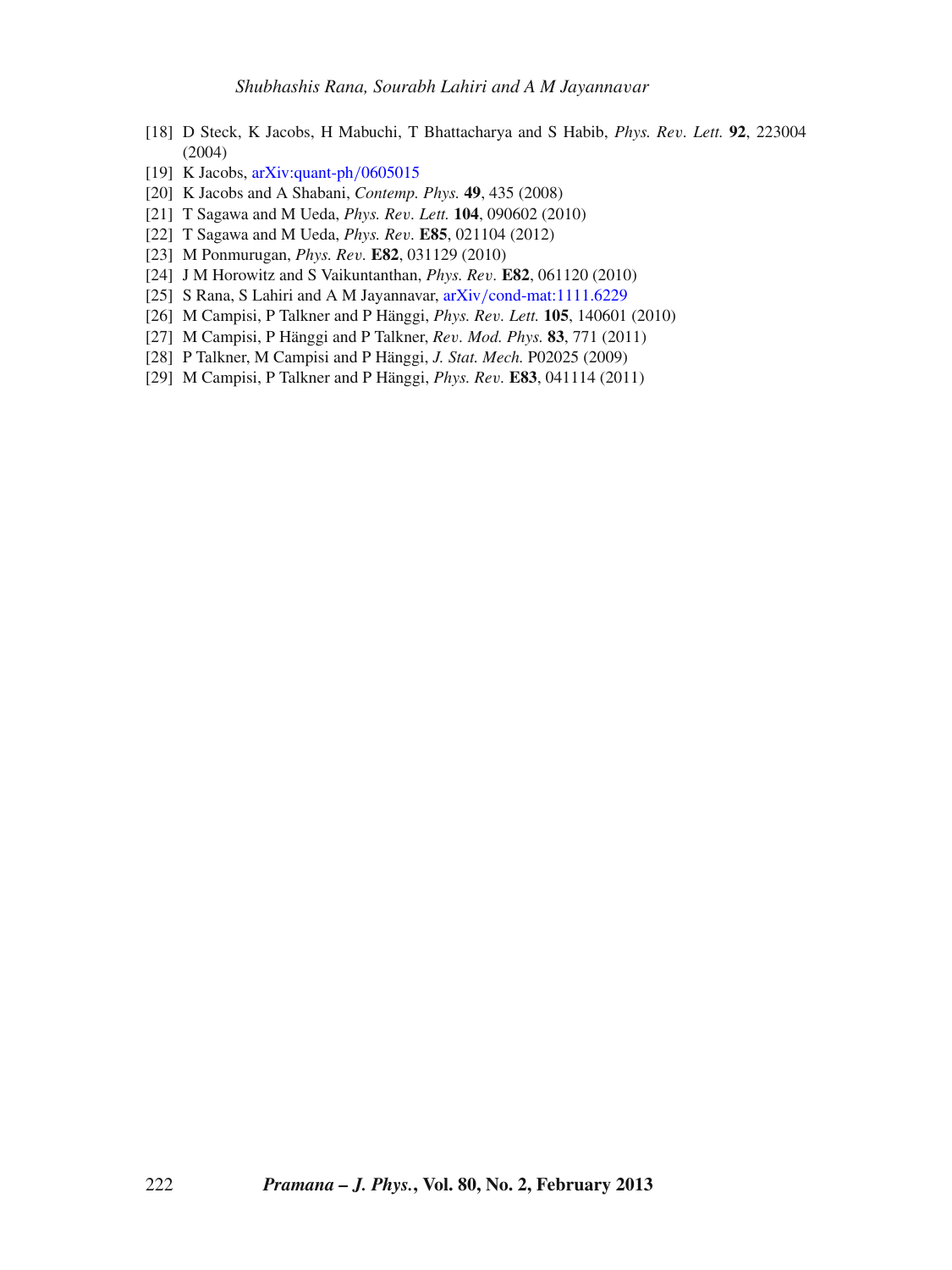[18] D Steck, K Jacobs, H Mabuchi, T Bhattacharya and S Habib, *Phys. Rev. Lett.* **92**, 223004 (2004)
[19] K Jacobs, arXiv:quant-ph/0605015
[20] K Jacobs and A Shabani, *Contemp. Phys.* **49**, 435 (2008)
[21] T Sagawa and M Ueda, *Phys. Rev. Lett.* **104**, 090602 (2010)
[22] T Sagawa and M Ueda, *Phys. Rev.* **E85**, 021104 (2012)
[23] M Ponmurugan, *Phys. Rev.* **E82**, 031129 (2010)
[24] J M Horowitz and S Vaikuntanthan, *Phys. Rev.* **E82**, 061120 (2010)
[25] S Rana, S Lahiri and A M Jayannavar, arXiv/cond-mat:1111.6229
[26] M Campisi, P Talkner and P Hänggi, *Phys. Rev. Lett.* **105**, 140601 (2010)
[27] M Campisi, P Hänggi and P Talkner, *Rev. Mod. Phys.* **83**, 771 (2011)
[28] P Talkner, M Campisi and P Hänggi, *J. Stat. Mech.* P02025 (2009)
[29] M Campisi, P Talkner and P Hänggi, *Phys. Rev.* **E83**, 041114 (2011)